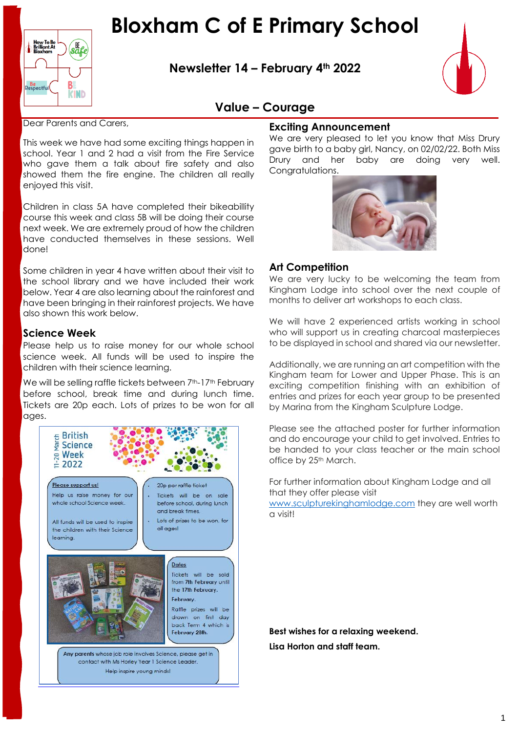# Bloxham C of E Primary School

## Newsletter 14 – February 4th 2022

## Value – Courage

Dear Parents and Carers,

This week we have had some exciting things happen in school. Year 1 and 2 had a visit from the Fire Service who gave them a talk about fire safety and also showed them the fire engine. The children all really enjoyed this visit.

Children in class 5A have completed their bikeabillity course this week and class 5B will be doing their course next week. We are extremely proud of how the children have conducted themselves in these sessions. Well done!

Some children in year 4 have written about their visit to the school library and we have included their work below. Year 4 are also learning about the rainforest and have been bringing in their rainforest projects. We have also shown this work below.

### Science Week

Please help us to raise money for our whole school science week. All funds will be used to inspire the children with their science learning.

We will be selling raffle tickets between 7th-17th February before school, break time and during lunch time. Tickets are 20p each. Lots of prizes to be won for all ages.

British Science Week 11-20 March 2022

**Please support us!**

Help us raise money for our whole school Science week.

All funds will be used to inspire the children with their Science learning.

- 20p per raffle ticket
- Tickets will be on sale before school, during lunch and break times.
- Lots of prizes to be won, for all ages!

**Dates**

Tickets will be sold from **7th February** until the **17th February.**

Raffle prizes will be drawn on first day back Term 4 which is **February 28th.**

Any parents whose job role involves Science, please get in contact with Ms Horley Year 1 Science Leader.

Help inspire young minds!

### Exciting Announcement

We are very pleased to let you know that Miss Drury gave birth to a baby girl, Nancy, on 02/02/22. Both Miss Drury and her baby are doing very well. Congratulations.

### Art Competition

We are very lucky to be welcoming the team from Kingham Lodge into school over the next couple of months to deliver art workshops to each class.

We will have 2 experienced artists working in school who will support us in creating charcoal masterpieces to be displayed in school and shared via our newsletter.

Additionally, we are running an art competition with the Kingham team for Lower and Upper Phase. This is an exciting competition finishing with an exhibition of entries and prizes for each year group to be presented by Marina from the Kingham Sculpture Lodge.

Please see the attached poster for further information and do encourage your child to get involved. Entries to be handed to your class teacher or the main school office by 25th March.

For further information about Kingham Lodge and all that they offer please visit www.sculpturekinghamlodge.com they are well worth a visit!

**Best wishes for a relaxing weekend.**

**Lisa Horton and staff team.**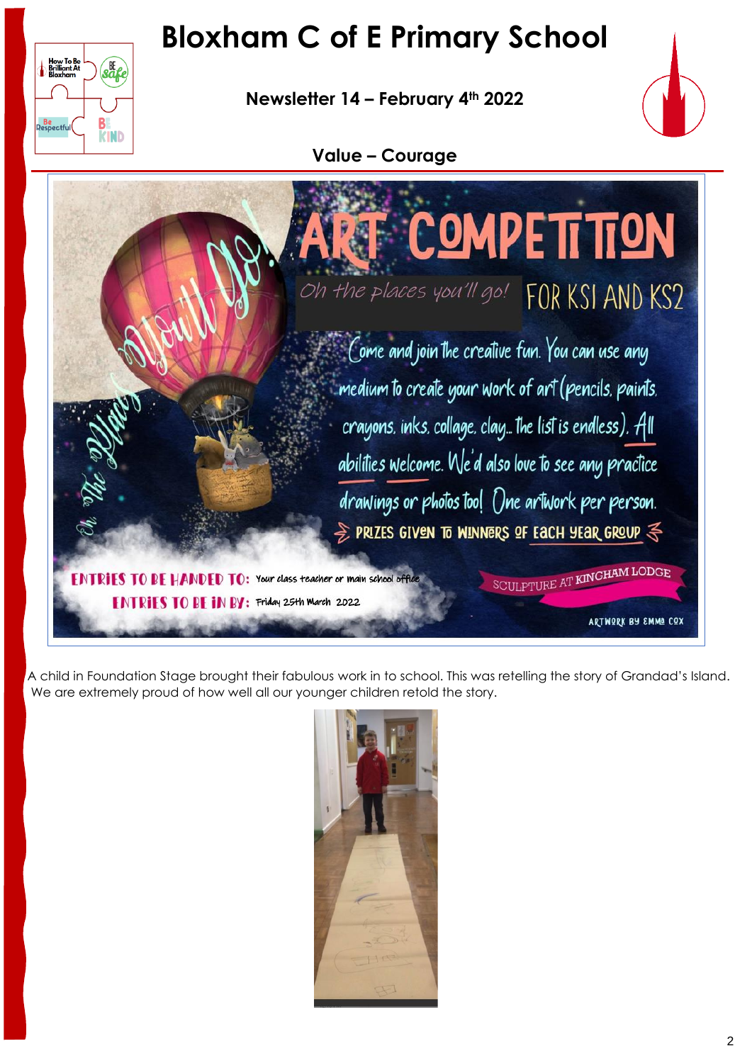# Bloxham C of E Primary School

**Newsletter 14 – February 4th 2022**

**Value – Courage**

# ART COMPETITION

*Oh the places you'll go!* FOR KS1 AND KS2

Come and join the creative fun. You can use any medium to create your work of art (pencils, paints, crayons, inks, collage, clay... the list is endless). All abilities welcome. We'd also love to see any practice drawings or photos too! One artwork per person.

PRIZES GIVEN TO WINNERS OF EACH YEAR GROUP

ENTRIES TO BE HANDED TO: Your class teacher or main school office

ENTRIES TO BE IN BY: Friday 25th March 2022

SCULPTURE AT KINGHAM LODGE

ARTWORK BY EMMA COX

A child in Foundation Stage brought their fabulous work in to school. This was retelling the story of Grandad's Island. We are extremely proud of how well all our younger children retold the story.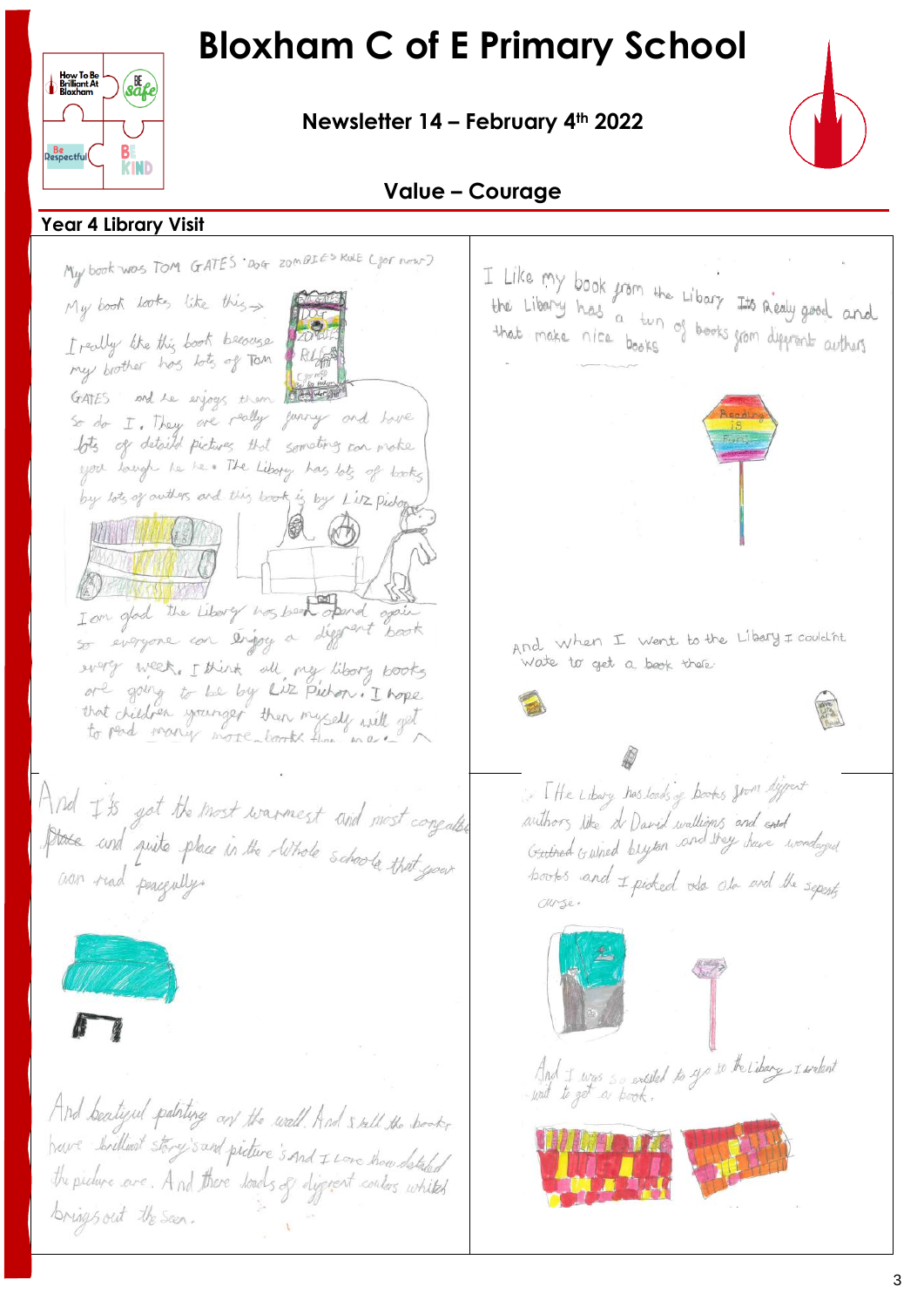# Bloxham C of E Primary School

**Newsletter 14 – February 4th 2022**

**Value – Courage**

## Year 4 Library Visit

My book was TOM GATES 'DOG ZOMBIES RULE (for now)'

My book looks like this →

I really like this book because my brother has lots of Tom GATES and he enjoys them so do I. They are really funny and have lots of detaild pictures that someting can make you laugh ha ha. The Libary has lots of books by lots of authers and this book is by Liz pichon.

I am glad the Libary has been opend again so everyone can enjoy a diffrent book every week. I think all my libary books are going to be by Liz Pichon. I hope that children younger then myself will get to read many more books than me.

And it's got the most warmest and most conpeable place and quite place in the whole schools that you can read peacefully.

And beautiful painting on the wall. And still the books have brilliant story's and picture's And I Love how detailed the picture are. And there loads of diffrent colors which brings out the Seen.

I Like my book from the Libary the Libary has a ton of books from different authors that make nice books. Its Realy good and

And when I went to the Libary I couldn't wate to get a book there.

The Libary has loads of books from diffrent authors like David walliams and Gwthred Gwined buyton and they have wonderful books and I picked ola ola and the sepents curse.

And I was so excited to go to the Libary I coulent wait to get a book.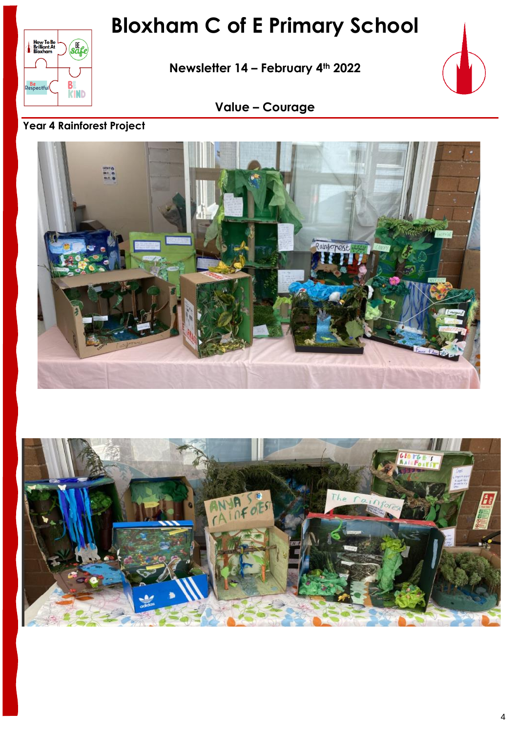# Bloxham C of E Primary School

**Newsletter 14 – February 4th 2022**

**Value – Courage**

**Year 4 Rainforest Project**